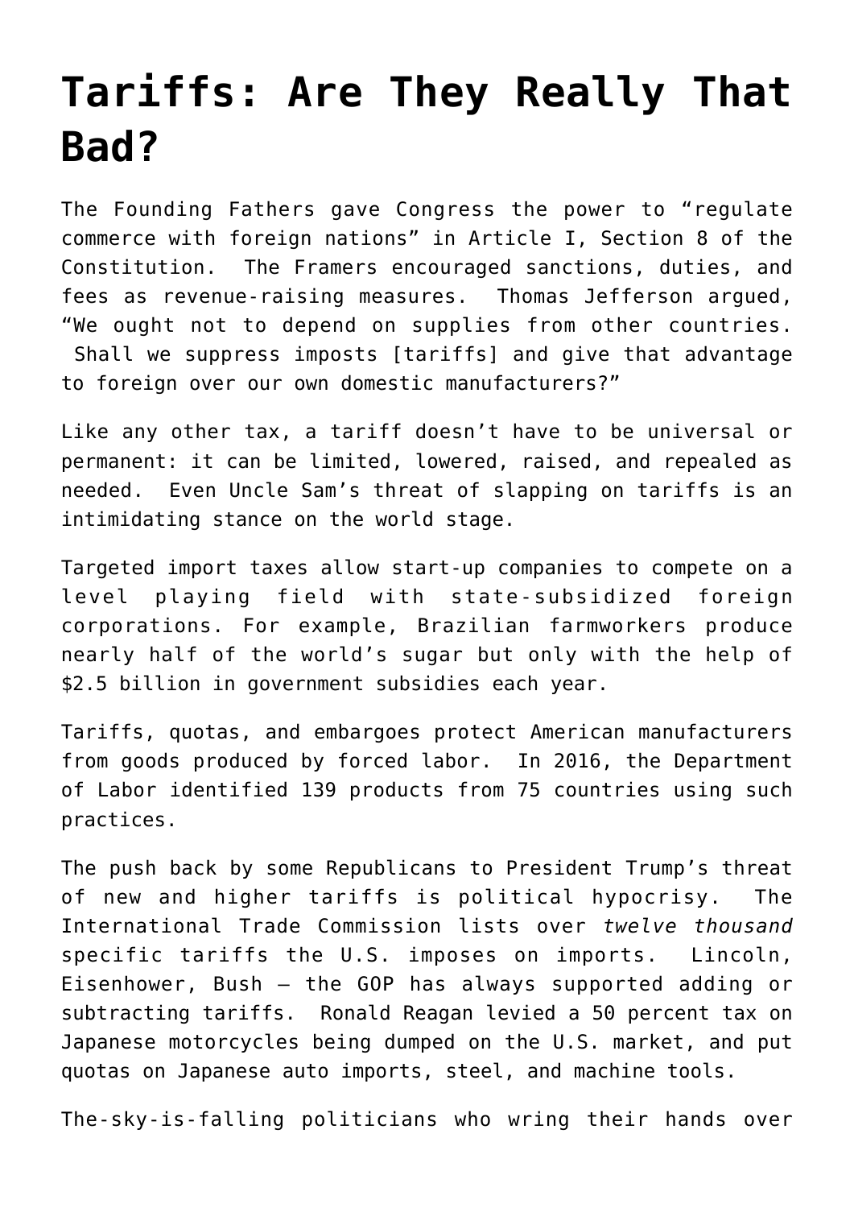# Tariffs: Are They Really That Bad?

The Founding Fathers gave Congress the power to "regulate commerce with foreign nations" in Article I, Section 8 of the Constitution. The Framers encouraged sanctions, duties, and fees as revenue-raising measures. Thomas Jefferson argued, "We ought not to depend on supplies from other countries. Shall we suppress imposts [tariffs] and give that advantage to foreign over our own domestic manufacturers?"

Like any other tax, a tariff doesn't have to be universal or permanent: it can be limited, lowered, raised, and repealed as needed. Even Uncle Sam's threat of slapping on tariffs is an intimidating stance on the world stage.

Targeted import taxes allow start-up companies to compete on a level playing field with state-subsidized foreign corporations. For example, Brazilian farmworkers produce nearly half of the world's sugar but only with the help of $2.5 billion in government subsidies each year.

Tariffs, quotas, and embargoes protect American manufacturers from goods produced by forced labor. In 2016, the Department of Labor identified 139 products from 75 countries using such practices.

The push back by some Republicans to President Trump's threat of new and higher tariffs is political hypocrisy. The International Trade Commission lists over *twelve thousand* specific tariffs the U.S. imposes on imports. Lincoln, Eisenhower, Bush – the GOP has always supported adding or subtracting tariffs. Ronald Reagan levied a 50 percent tax on Japanese motorcycles being dumped on the U.S. market, and put quotas on Japanese auto imports, steel, and machine tools.

The-sky-is-falling politicians who wring their hands over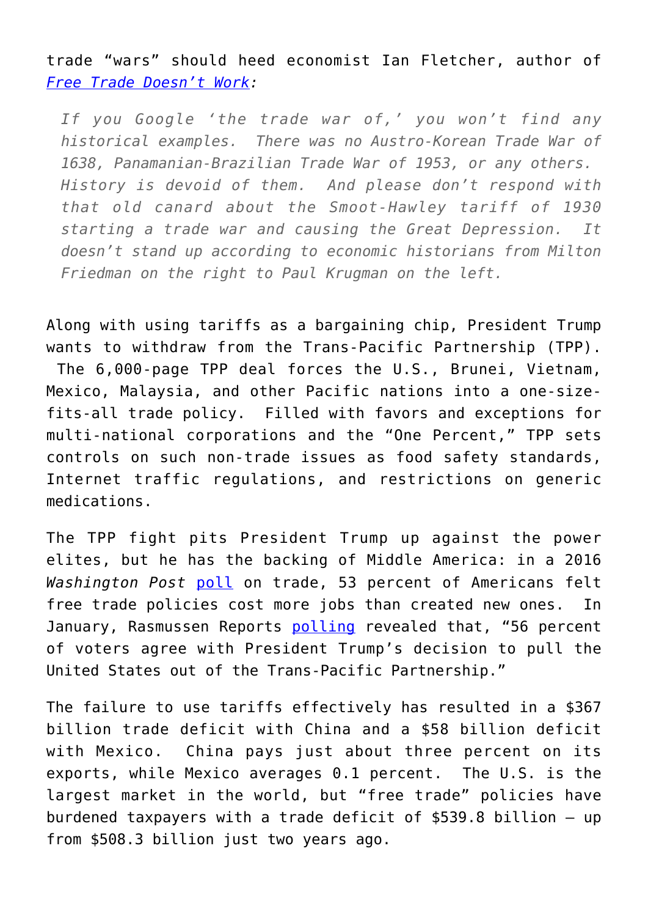trade “wars” should heed economist Ian Fletcher, author of *Free Trade Doesn’t Work*:

> *If you Google ‘the trade war of,’ you won’t find any historical examples. There was no Austro-Korean Trade War of 1638, Panamanian-Brazilian Trade War of 1953, or any others. History is devoid of them. And please don’t respond with that old canard about the Smoot-Hawley tariff of 1930 starting a trade war and causing the Great Depression. It doesn’t stand up according to economic historians from Milton Friedman on the right to Paul Krugman on the left.*

Along with using tariffs as a bargaining chip, President Trump wants to withdraw from the Trans-Pacific Partnership (TPP). The 6,000-page TPP deal forces the U.S., Brunei, Vietnam, Mexico, Malaysia, and other Pacific nations into a one-size-fits-all trade policy. Filled with favors and exceptions for multi-national corporations and the “One Percent,” TPP sets controls on such non-trade issues as food safety standards, Internet traffic regulations, and restrictions on generic medications.

The TPP fight pits President Trump up against the power elites, but he has the backing of Middle America: in a 2016 *Washington Post* poll on trade, 53 percent of Americans felt free trade policies cost more jobs than created new ones. In January, Rasmussen Reports polling revealed that, “56 percent of voters agree with President Trump’s decision to pull the United States out of the Trans-Pacific Partnership.”

The failure to use tariffs effectively has resulted in a $367 billion trade deficit with China and a $58 billion deficit with Mexico. China pays just about three percent on its exports, while Mexico averages 0.1 percent. The U.S. is the largest market in the world, but “free trade” policies have burdened taxpayers with a trade deficit of $539.8 billion – up from $508.3 billion just two years ago.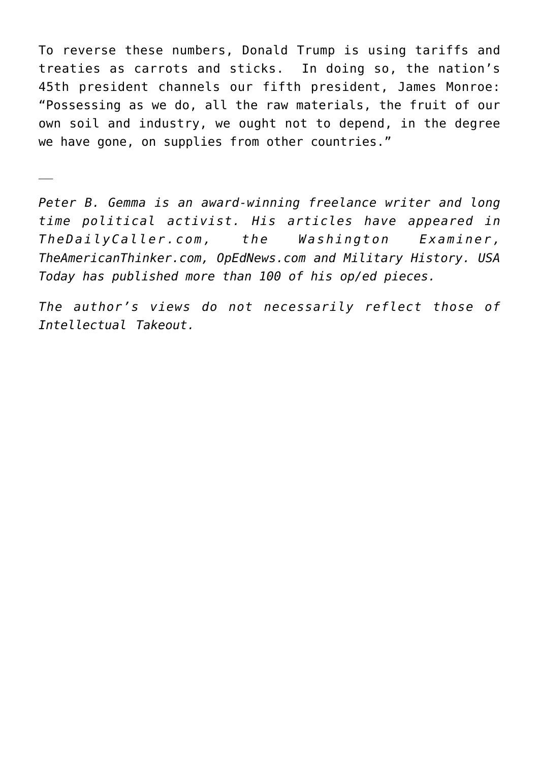To reverse these numbers, Donald Trump is using tariffs and treaties as carrots and sticks.  In doing so, the nation's 45th president channels our fifth president, James Monroe: "Possessing as we do, all the raw materials, the fruit of our own soil and industry, we ought not to depend, in the degree we have gone, on supplies from other countries."

—

*Peter B. Gemma is an award-winning freelance writer and long time political activist. His articles have appeared in TheDailyCaller.com, the Washington Examiner, TheAmericanThinker.com, OpEdNews.com and Military History. USA Today has published more than 100 of his op/ed pieces.*

*The author's views do not necessarily reflect those of Intellectual Takeout.*